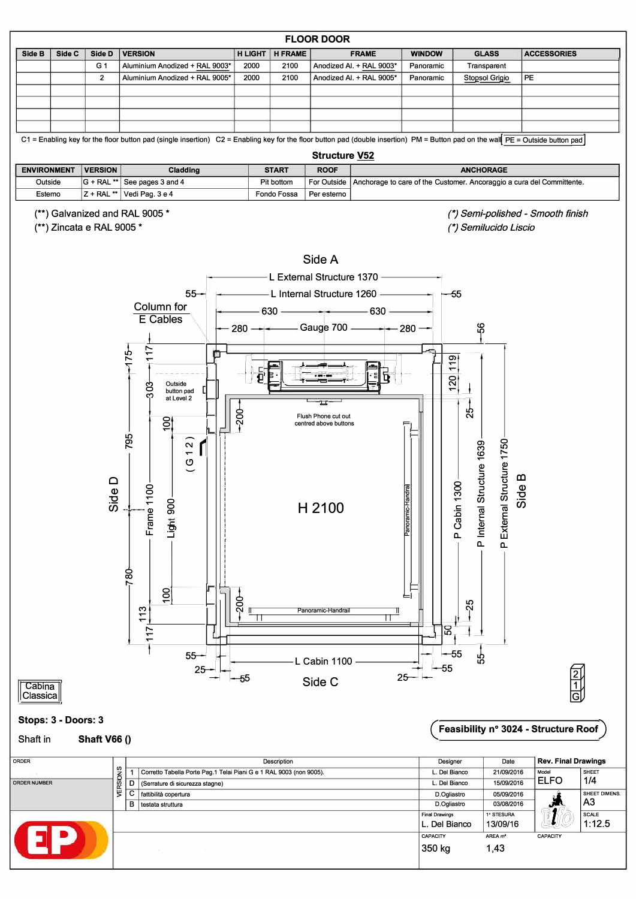## FLOOR DOOR

| Side B | Side C | Side D | VERSION | H LIGHT | H FRAME | FRAME | WINDOW | GLASS | ACCESSORIES |
|---|---|---|---|---|---|---|---|---|---|
| | | G 1 | Aluminium Anodized + RAL 9003* | 2000 | 2100 | Anodized Al. + RAL 9003* | Panoramic | Transparent | |
| | | 2 | Aluminium Anodized + RAL 9005* | 2000 | 2100 | Anodized Al. + RAL 9005* | Panoramic | Stopsol Grigio | PE |
| | | | | | | | | | |
| | | | | | | | | | |
| | | | | | | | | | |
| | | | | | | | | | |

C1 = Enabling key for the floor button pad (single insertion) C2 = Enabling key for the floor button pad (double insertion) PM = Button pad on the wall PE = Outside button pad

## Structure V52

| ENVIRONMENT | VERSION | Cladding | START | ROOF | ANCHORAGE |
|---|---|---|---|---|---|
| Outside | G + RAL ** | See pages 3 and 4 | Pit bottom | For Outside | Anchorage to care of the Customer. Ancoraggio a cura del Committente. |
| Esterno | Z + RAL ** | Vedi Pag. 3 e 4 | Fondo Fossa | Per esterno | |

(**) Galvanized and RAL 9005 *
(**) Zincata e RAL 9005 *

*(*) Semi-polished - Smooth finish*
*(*) Semilucido Liscio*

Side A

L External Structure 1370
L Internal Structure 1260
630 630
280 Gauge 700 280
55 55
Column for E Cables
Outside button pad at Level 2
Flush Phone cut out centred above buttons
H 2100
Panoramic-Handrail
Panoramic-Handrail
(G 1 2)
Side D
Frame 1100
Light 900
P Cabin 1300
P Internal Structure 1639
P External Structure 1750
Side B
L Cabin 1100
Side C
175 117 303 795 100 200 780 100 200 113 117 56 119 120 25 25 50 55 55 55 25 55 25 55

Cabina Classica

**Stops: 3 - Doors: 3**

Shaft in **Shaft V66 ()**

**Feasibility n° 3024 - Structure Roof**

| VERSIONS | Description | Designer | Date |
|---|---|---|---|
| 1 | Corretto Tabella Porte Pag.1 Telai Piani G e 1 RAL 9003 (non 9005). | L. Del Bianco | 21/09/2016 |
| D | (Serrature di sicurezza stagne) | L. Del Bianco | 15/09/2016 |
| C | fattibilità copertura | D.Ogliastro | 05/09/2016 |
| B | testata struttura | D.Ogliastro | 03/08/2016 |

ORDER
ORDER NUMBER

Rev. Final Drawings
Model: ELFO
SHEET: 1/4
SHEET DIMENS.: A3
SCALE: 1:12.5
Final Drawings: L. Del Bianco
1° STESURA: 13/09/16
CAPACITY: 350 kg
AREA m²: 1,43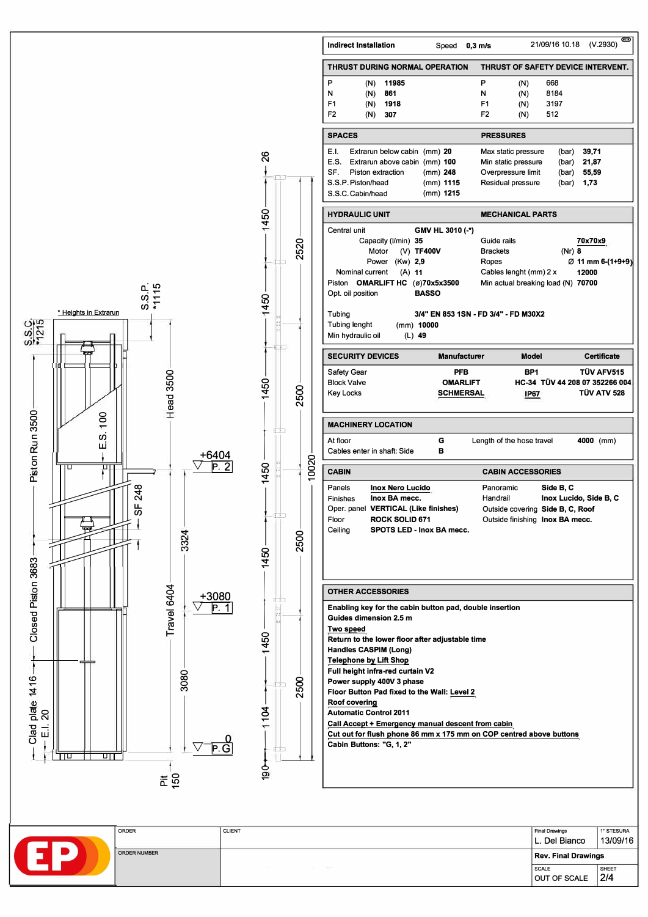| Indirect Installation | Speed 0,3 m/s | 21/09/16 10.18 (V.2930) |
|---|---|---|

## THRUST DURING NORMAL OPERATION / THRUST OF SAFETY DEVICE INTERVENT.

| THRUST DURING NORMAL OPERATION | | | THRUST OF SAFETY DEVICE INTERVENT. | | |
|---|---|---|---|---|---|
| P | (N) | **11985** | P | (N) | 668 |
| N | (N) | **861** | N | (N) | 8184 |
| F1 | (N) | **1918** | F1 | (N) | 3197 |
| F2 | (N) | **307** | F2 | (N) | 512 |

## SPACES / PRESSURES

| SPACES | | | PRESSURES | | |
|---|---|---|---|---|---|
| E.I. Extrarun below cabin | (mm) | **20** | Max static pressure | (bar) | **39,71** |
| E.S. Extrarun above cabin | (mm) | **100** | Min static pressure | (bar) | **21,87** |
| SF. Piston extraction | (mm) | **248** | Overpressure limit | (bar) | **55,59** |
| S.S.P. Piston/head | (mm) | **1115** | Residual pressure | (bar) | **1,73** |
| S.S.C. Cabin/head | (mm) | **1215** | | | |

## HYDRAULIC UNIT / MECHANICAL PARTS

| HYDRAULIC UNIT | | MECHANICAL PARTS | |
|---|---|---|---|
| Central unit | **GMV HL 3010 (-*)** | | |
| Capacity (l/min) | **35** | Guide rails | **70x70x9** |
| Motor (V) | **TF400V** | Brackets (Nr) | **8** |
| Power (Kw) | **2,9** | Ropes Ø | **11 mm 6-(1+9+9)** |
| Nominal current (A) | **11** | Cables lenght (mm) 2 x | **12000** |
| Piston **OMARLIFT HC** (ø) | **70x5x3500** | Min actual breaking load (N) | **70700** |
| Opt. oil position | **BASSO** | | |
| Tubing | **3/4" EN 853 1SN - FD 3/4" - FD M30X2** | | |
| Tubing lenght (mm) | **10000** | | |
| Min hydraulic oil (L) | **49** | | |

## SECURITY DEVICES

| SECURITY DEVICES | Manufacturer | Model | Certificate |
|---|---|---|---|
| Safety Gear | PFB | BP1 | TÜV AFV515 |
| Block Valve | OMARLIFT | HC-34 | TÜV 44 208 07 352266 004 |
| Key Locks | SCHMERSAL | IP67 | TÜV ATV 528 |

## MACHINERY LOCATION

| | | | |
|---|---|---|---|
| At floor | **G** | Length of the hose travel | **4000** (mm) |
| Cables enter in shaft: Side | **B** | | |

## CABIN / CABIN ACCESSORIES

| CABIN | | CABIN ACCESSORIES | |
|---|---|---|---|
| Panels | **Inox Nero Lucido** | Panoramic | **Side B, C** |
| Finishes | **Inox BA mecc.** | Handrail | **Inox Lucido, Side B, C** |
| Oper. panel | **VERTICAL (Like finishes)** | Outside covering | **Side B, C, Roof** |
| Floor | **ROCK SOLID 671** | Outside finishing | **Inox BA mecc.** |
| Ceiling | **SPOTS LED - Inox BA mecc.** | | |

## OTHER ACCESSORIES

**Enabling key for the cabin button pad, double insertion**
**Guides dimension 2.5 m**
**Two speed**
**Return to the lower floor after adjustable time**
**Handles CASPIM (Long)**
**Telephone by Lift Shop**
**Full height infra-red curtain V2**
**Power supply 400V 3 phase**
**Floor Button Pad fixed to the Wall: Level 2**
**Roof covering**
**Automatic Control 2011**
**Call Accept + Emergency manual descent from cabin**
**Cut out for flush phone 86 mm x 175 mm on COP centred above buttons**
**Cabin Buttons: "G, 1, 2"**

S.S.C. *1215
S.S.P. *1115
* Heights in Extrarun
Piston Run 3500
Head 3500
E.S. 100
SF 248
Closed Piston 3683
Clad plate 1416
E.I. 20
Travel 6404
Pit 150
+6404 P. 2
3324
+3080 P. 1
3080
0 P.G
26
1450
1450
1450
1450
1450
1450
1104
190
2520
2500
2500
2500
10020

| ORDER | CLIENT | Final Drawings L. Del Bianco | 1° STESURA 13/09/16 |
|---|---|---|---|
| ORDER NUMBER | | Rev. Final Drawings | |
| | | SCALE OUT OF SCALE | SHEET 2/4 |